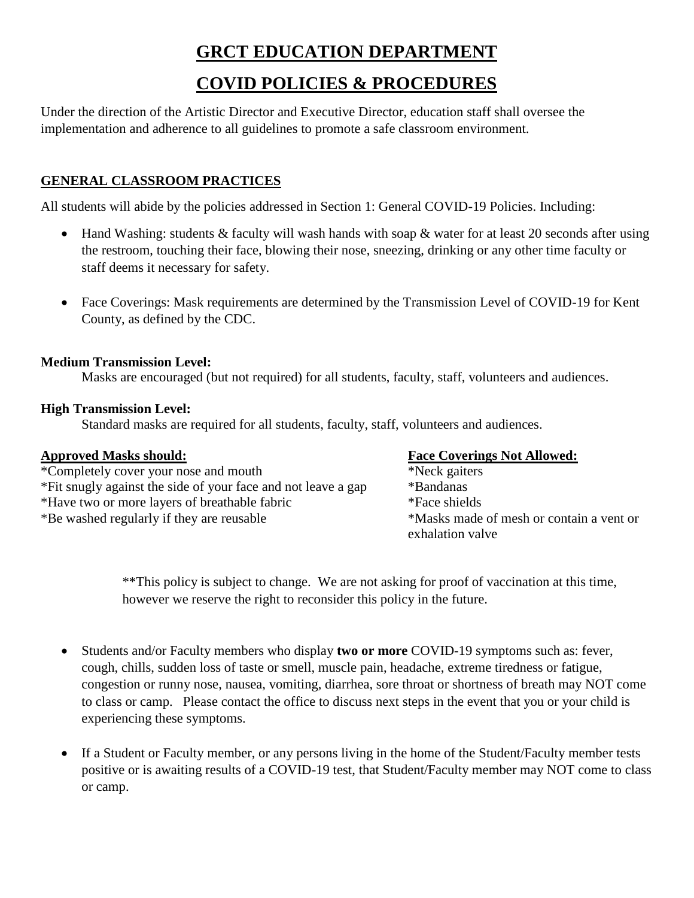# GRCT EDUCATION DEPARTMENT

# COVID POLICIES & PROCEDURES

Under the direction of the Artistic Director and Executive Director, education staff shall oversee the implementation and adherence to all guidelines to promote a safe classroom environment.

## GENERAL CLASSROOM PRACTICES

All students will abide by the policies addressed in Section 1: General COVID-19 Policies. Including:

- Hand Washing: students & faculty will wash hands with soap & water for at least 20 seconds after using the restroom, touching their face, blowing their nose, sneezing, drinking or any other time faculty or staff deems it necessary for safety.
- Face Coverings: Mask requirements are determined by the Transmission Level of COVID-19 for Kent County, as defined by the CDC.

**Medium Transmission Level:**

Masks are encouraged (but not required) for all students, faculty, staff, volunteers and audiences.

**High Transmission Level:**

Standard masks are required for all students, faculty, staff, volunteers and audiences.

**Approved Masks should:**

*Completely cover your nose and mouth
*Fit snugly against the side of your face and not leave a gap
*Have two or more layers of breathable fabric
*Be washed regularly if they are reusable

**Face Coverings Not Allowed:**

*Neck gaiters
*Bandanas
*Face shields
*Masks made of mesh or contain a vent or exhalation valve

**This policy is subject to change. We are not asking for proof of vaccination at this time, however we reserve the right to reconsider this policy in the future.

- Students and/or Faculty members who display **two or more** COVID-19 symptoms such as: fever, cough, chills, sudden loss of taste or smell, muscle pain, headache, extreme tiredness or fatigue, congestion or runny nose, nausea, vomiting, diarrhea, sore throat or shortness of breath may NOT come to class or camp. Please contact the office to discuss next steps in the event that you or your child is experiencing these symptoms.
- If a Student or Faculty member, or any persons living in the home of the Student/Faculty member tests positive or is awaiting results of a COVID-19 test, that Student/Faculty member may NOT come to class or camp.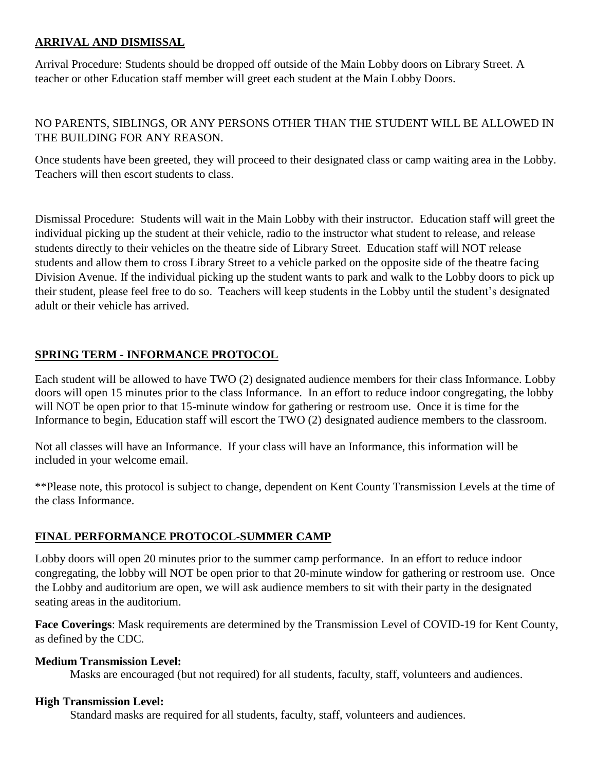## ARRIVAL AND DISMISSAL

Arrival Procedure: Students should be dropped off outside of the Main Lobby doors on Library Street. A teacher or other Education staff member will greet each student at the Main Lobby Doors.

NO PARENTS, SIBLINGS, OR ANY PERSONS OTHER THAN THE STUDENT WILL BE ALLOWED IN THE BUILDING FOR ANY REASON.

Once students have been greeted, they will proceed to their designated class or camp waiting area in the Lobby. Teachers will then escort students to class.

Dismissal Procedure: Students will wait in the Main Lobby with their instructor. Education staff will greet the individual picking up the student at their vehicle, radio to the instructor what student to release, and release students directly to their vehicles on the theatre side of Library Street. Education staff will NOT release students and allow them to cross Library Street to a vehicle parked on the opposite side of the theatre facing Division Avenue. If the individual picking up the student wants to park and walk to the Lobby doors to pick up their student, please feel free to do so. Teachers will keep students in the Lobby until the student's designated adult or their vehicle has arrived.

## SPRING TERM - INFORMANCE PROTOCOL

Each student will be allowed to have TWO (2) designated audience members for their class Informance. Lobby doors will open 15 minutes prior to the class Informance. In an effort to reduce indoor congregating, the lobby will NOT be open prior to that 15-minute window for gathering or restroom use. Once it is time for the Informance to begin, Education staff will escort the TWO (2) designated audience members to the classroom.

Not all classes will have an Informance. If your class will have an Informance, this information will be included in your welcome email.

**Please note, this protocol is subject to change, dependent on Kent County Transmission Levels at the time of the class Informance.

## FINAL PERFORMANCE PROTOCOL-SUMMER CAMP

Lobby doors will open 20 minutes prior to the summer camp performance. In an effort to reduce indoor congregating, the lobby will NOT be open prior to that 20-minute window for gathering or restroom use. Once the Lobby and auditorium are open, we will ask audience members to sit with their party in the designated seating areas in the auditorium.

**Face Coverings**: Mask requirements are determined by the Transmission Level of COVID-19 for Kent County, as defined by the CDC.

**Medium Transmission Level:**

Masks are encouraged (but not required) for all students, faculty, staff, volunteers and audiences.

**High Transmission Level:**

Standard masks are required for all students, faculty, staff, volunteers and audiences.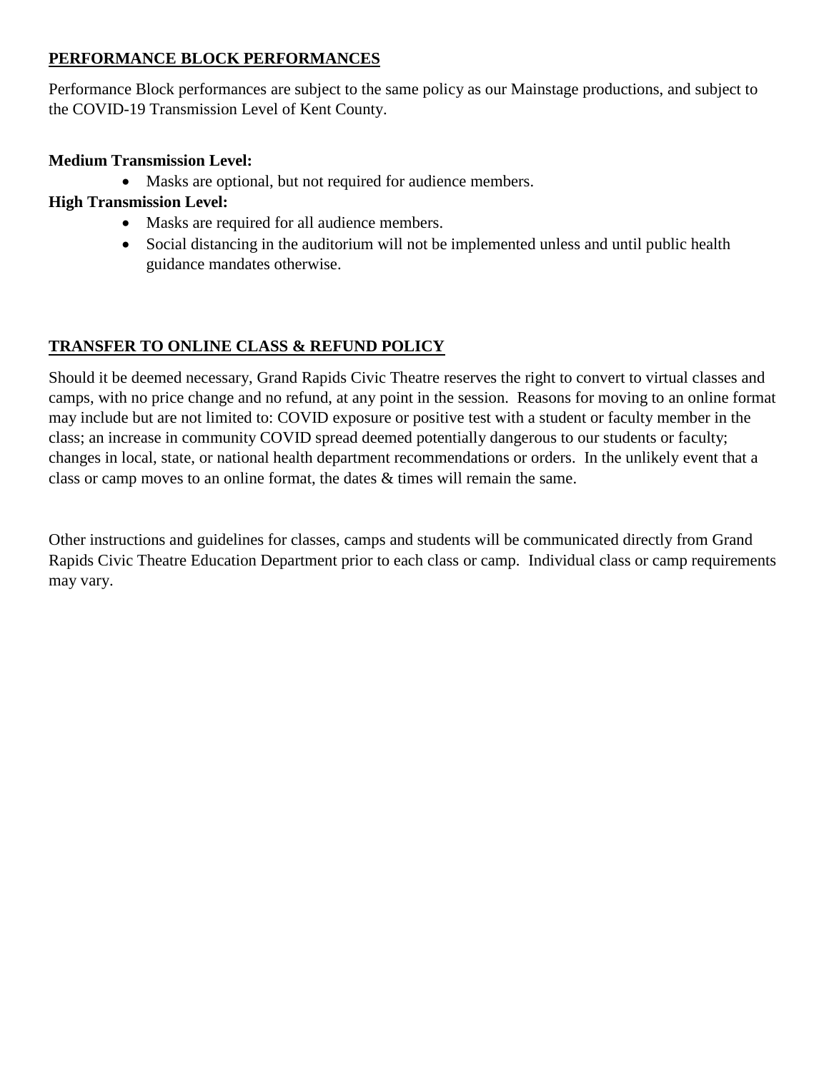## PERFORMANCE BLOCK PERFORMANCES

Performance Block performances are subject to the same policy as our Mainstage productions, and subject to the COVID-19 Transmission Level of Kent County.

**Medium Transmission Level:**

- Masks are optional, but not required for audience members.

**High Transmission Level:**

- Masks are required for all audience members.
- Social distancing in the auditorium will not be implemented unless and until public health guidance mandates otherwise.

## TRANSFER TO ONLINE CLASS & REFUND POLICY

Should it be deemed necessary, Grand Rapids Civic Theatre reserves the right to convert to virtual classes and camps, with no price change and no refund, at any point in the session. Reasons for moving to an online format may include but are not limited to: COVID exposure or positive test with a student or faculty member in the class; an increase in community COVID spread deemed potentially dangerous to our students or faculty; changes in local, state, or national health department recommendations or orders. In the unlikely event that a class or camp moves to an online format, the dates & times will remain the same.

Other instructions and guidelines for classes, camps and students will be communicated directly from Grand Rapids Civic Theatre Education Department prior to each class or camp. Individual class or camp requirements may vary.